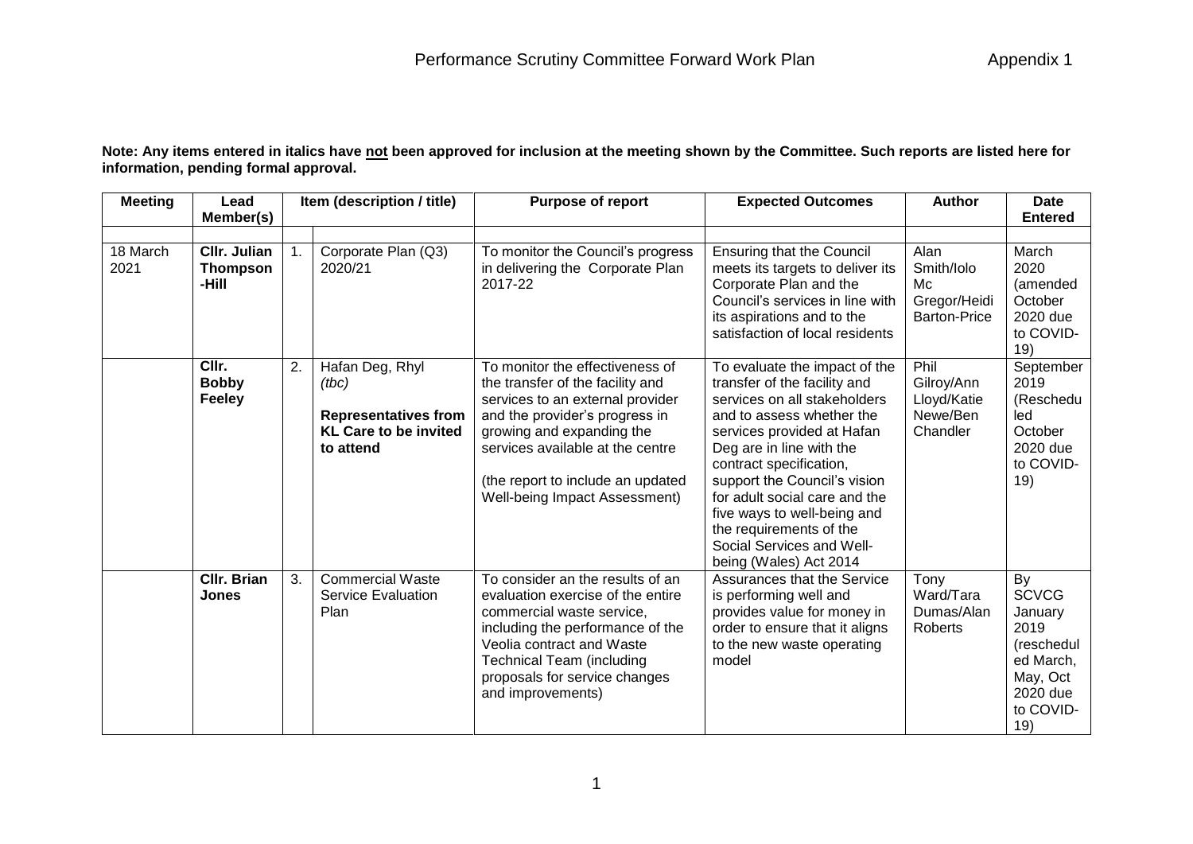# Performance Scrutiny Committee Forward Work Plan

Appendix 1

**Note: Any items entered in italics have <u>not</u> been approved for inclusion at the meeting shown by the Committee. Such reports are listed here for information, pending formal approval.**

| Meeting | Lead Member(s) | | Item (description / title) | Purpose of report | Expected Outcomes | Author | Date Entered |
|---|---|---|---|---|---|---|---|
| | | | | | | | |
| 18 March 2021 | **Cllr. Julian Thompson -Hill** | 1. | Corporate Plan (Q3) 2020/21 | To monitor the Council's progress in delivering the Corporate Plan 2017-22 | Ensuring that the Council meets its targets to deliver its Corporate Plan and the Council's services in line with its aspirations and to the satisfaction of local residents | Alan Smith/Iolo Mc Gregor/Heidi Barton-Price | March 2020 (amended October 2020 due to COVID-19) |
| | **Cllr. Bobby Feeley** | 2. | Hafan Deg, Rhyl *(tbc)*<br><br>**Representatives from KL Care to be invited to attend** | To monitor the effectiveness of the transfer of the facility and services to an external provider and the provider's progress in growing and expanding the services available at the centre<br><br>(the report to include an updated Well-being Impact Assessment) | To evaluate the impact of the transfer of the facility and services on all stakeholders and to assess whether the services provided at Hafan Deg are in line with the contract specification, support the Council's vision for adult social care and the five ways to well-being and the requirements of the Social Services and Well-being (Wales) Act 2014 | Phil Gilroy/Ann Lloyd/Katie Newe/Ben Chandler | September 2019 (Rescheduled October 2020 due to COVID-19) |
| | **Cllr. Brian Jones** | 3. | Commercial Waste Service Evaluation Plan | To consider an the results of an evaluation exercise of the entire commercial waste service, including the performance of the Veolia contract and Waste Technical Team (including proposals for service changes and improvements) | Assurances that the Service is performing well and provides value for money in order to ensure that it aligns to the new waste operating model | Tony Ward/Tara Dumas/Alan Roberts | By SCVCG January 2019 (rescheduled March, May, Oct 2020 due to COVID-19) |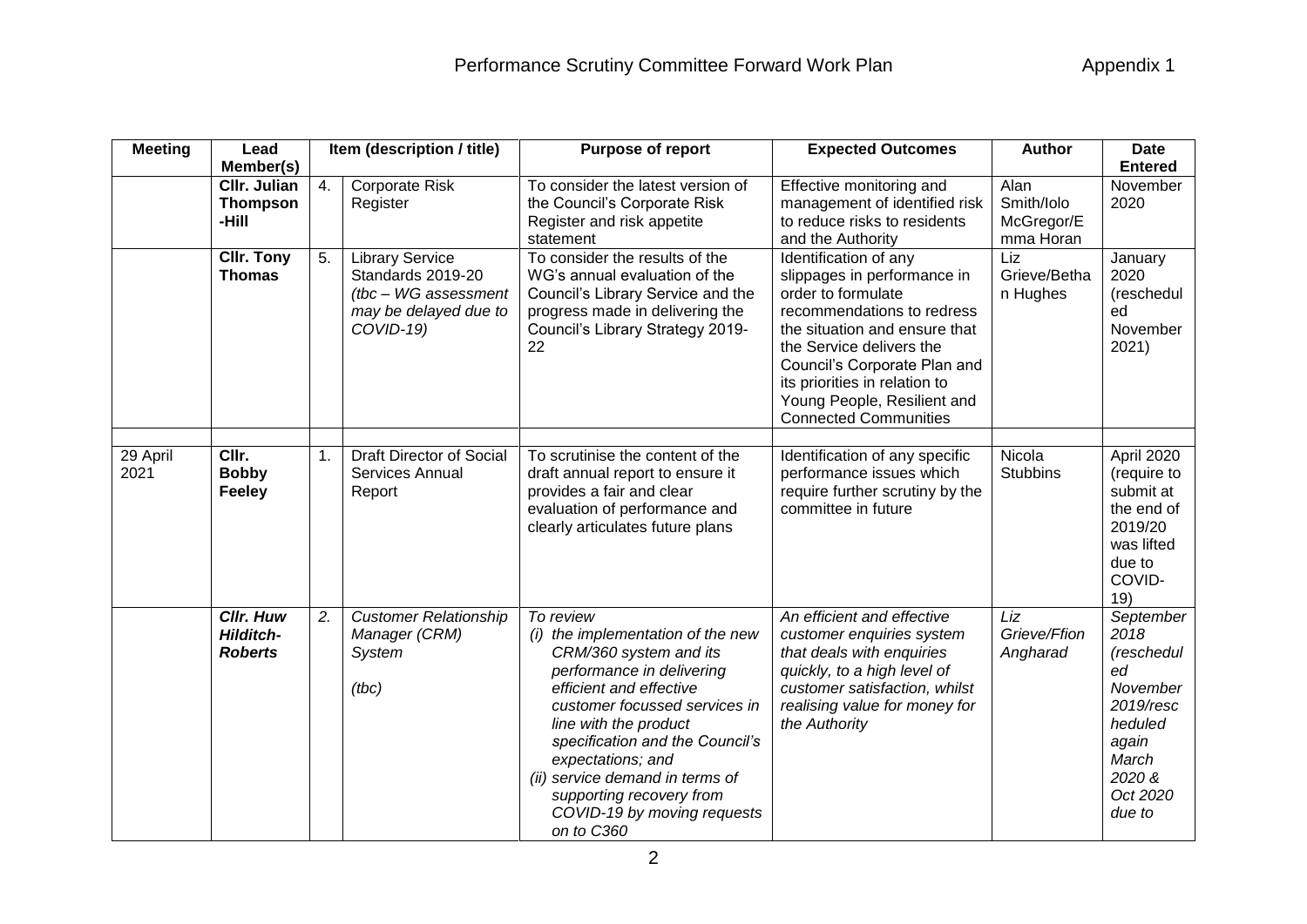Performance Scrutiny Committee Forward Work Plan Appendix 1

| Meeting | Lead Member(s) | Item (description / title) | | Purpose of report | Expected Outcomes | Author | Date Entered |
|---|---|---|---|---|---|---|---|
| | **Cllr. Julian Thompson-Hill** | 4. | Corporate Risk Register | To consider the latest version of the Council's Corporate Risk Register and risk appetite statement | Effective monitoring and management of identified risk to reduce risks to residents and the Authority | Alan Smith/Iolo McGregor/Emma Horan | November 2020 |
| | **Cllr. Tony Thomas** | 5. | Library Service Standards 2019-20 *(tbc – WG assessment may be delayed due to COVID-19)* | To consider the results of the WG's annual evaluation of the Council's Library Service and the progress made in delivering the Council's Library Strategy 2019-22 | Identification of any slippages in performance in order to formulate recommendations to redress the situation and ensure that the Service delivers the Council's Corporate Plan and its priorities in relation to Young People, Resilient and Connected Communities | Liz Grieve/Bethan Hughes | January 2020 (rescheduled November 2021) |
| | | | | | | | |
| 29 April 2021 | **Cllr. Bobby Feeley** | 1. | Draft Director of Social Services Annual Report | To scrutinise the content of the draft annual report to ensure it provides a fair and clear evaluation of performance and clearly articulates future plans | Identification of any specific performance issues which require further scrutiny by the committee in future | Nicola Stubbins | April 2020 (require to submit at the end of 2019/20 was lifted due to COVID-19) |
| | ***Cllr. Huw Hilditch-Roberts*** | *2.* | *Customer Relationship Manager (CRM) System*<br><br>*(tbc)* | *To review*<br>*(i) the implementation of the new CRM/360 system and its performance in delivering efficient and effective customer focussed services in line with the product specification and the Council's expectations; and*<br>*(ii) service demand in terms of supporting recovery from COVID-19 by moving requests on to C360* | *An efficient and effective customer enquiries system that deals with enquiries quickly, to a high level of customer satisfaction, whilst realising value for money for the Authority* | *Liz Grieve/Ffion Angharad* | *September 2018 (rescheduled November 2019/rescheduled again March 2020 & Oct 2020 due to* |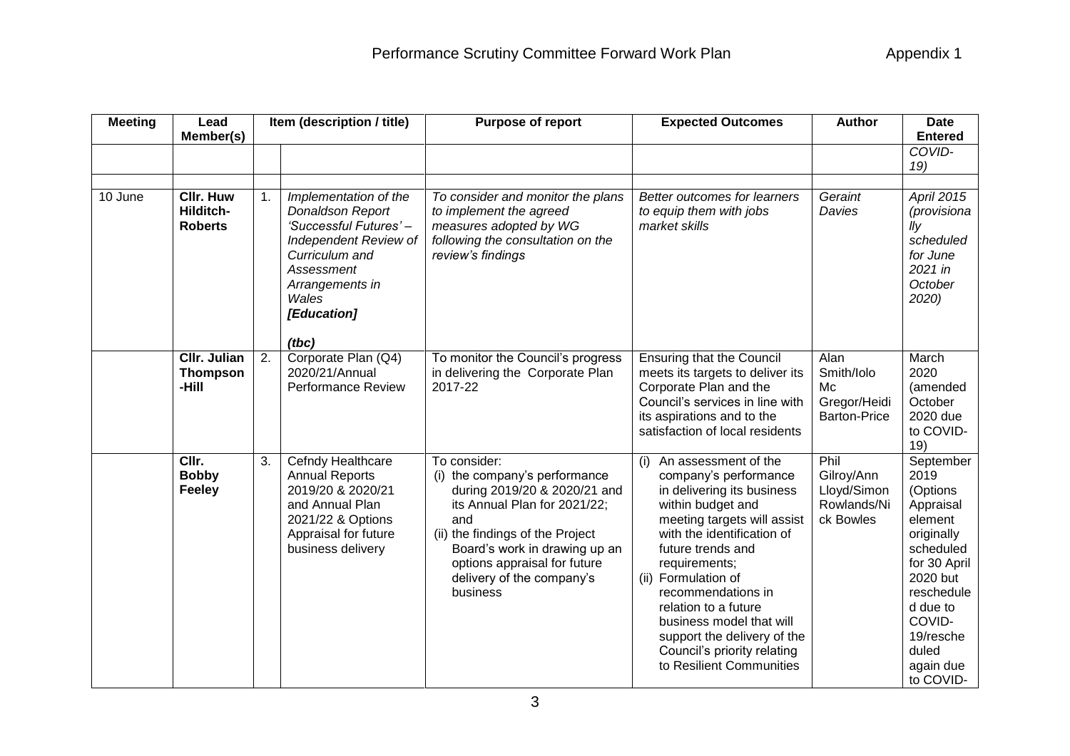# Performance Scrutiny Committee Forward Work Plan

Appendix 1

| Meeting | Lead Member(s) | Item (description / title) | | Purpose of report | Expected Outcomes | Author | Date Entered |
|---|---|---|---|---|---|---|---|
| | | | | | | | *COVID-19)* |
| | | | | | | | |
| 10 June | **Cllr. Huw Hilditch-Roberts** | 1. | *Implementation of the Donaldson Report 'Successful Futures' – Independent Review of Curriculum and Assessment Arrangements in Wales* ***[Education]*** ***(tbc)*** | *To consider and monitor the plans to implement the agreed measures adopted by WG following the consultation on the review's findings* | *Better outcomes for learners to equip them with jobs market skills* | *Geraint Davies* | *April 2015 (provisionally scheduled for June 2021 in October 2020)* |
| | **Cllr. Julian Thompson-Hill** | 2. | Corporate Plan (Q4) 2020/21/Annual Performance Review | To monitor the Council's progress in delivering the Corporate Plan 2017-22 | Ensuring that the Council meets its targets to deliver its Corporate Plan and the Council's services in line with its aspirations and to the satisfaction of local residents | Alan Smith/Iolo Mc Gregor/Heidi Barton-Price | March 2020 (amended October 2020 due to COVID-19) |
| | **Cllr. Bobby Feeley** | 3. | Cefndy Healthcare Annual Reports 2019/20 & 2020/21 and Annual Plan 2021/22 & Options Appraisal for future business delivery | To consider: (i) the company's performance during 2019/20 & 2020/21 and its Annual Plan for 2021/22; and (ii) the findings of the Project Board's work in drawing up an options appraisal for future delivery of the company's business | (i) An assessment of the company's performance in delivering its business within budget and meeting targets will assist with the identification of future trends and requirements; (ii) Formulation of recommendations in relation to a future business model that will support the delivery of the Council's priority relating to Resilient Communities | Phil Gilroy/Ann Lloyd/Simon Rowlands/Nick Bowles | September 2019 (Options Appraisal element originally scheduled for 30 April 2020 but rescheduled due to COVID-19/rescheduled again due to COVID- |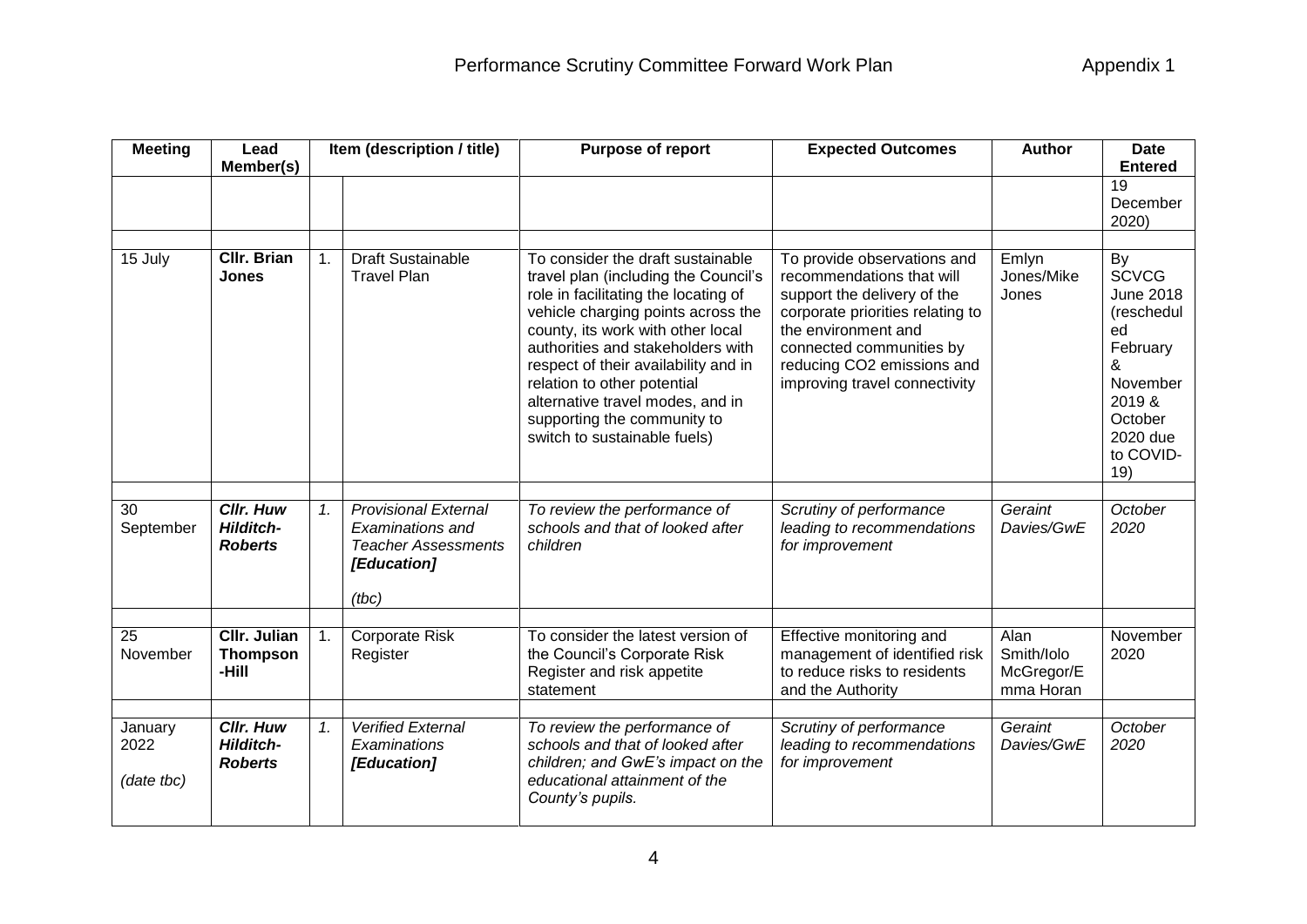# Performance Scrutiny Committee Forward Work Plan

Appendix 1

| Meeting | Lead Member(s) | Item (description / title) | | Purpose of report | Expected Outcomes | Author | Date Entered |
|---|---|---|---|---|---|---|---|
| | | | | | | | 19 December 2020) |
| 15 July | **Cllr. Brian Jones** | 1. | Draft Sustainable Travel Plan | To consider the draft sustainable travel plan (including the Council's role in facilitating the locating of vehicle charging points across the county, its work with other local authorities and stakeholders with respect of their availability and in relation to other potential alternative travel modes, and in supporting the community to switch to sustainable fuels) | To provide observations and recommendations that will support the delivery of the corporate priorities relating to the environment and connected communities by reducing CO2 emissions and improving travel connectivity | Emlyn Jones/Mike Jones | By SCVCG June 2018 (rescheduled February & November 2019 & October 2020 due to COVID-19) |
| *30 September* | ***Cllr. Huw Hilditch-Roberts*** | *1.* | *Provisional External Examinations and Teacher Assessments* ***[Education]*** *(tbc)* | *To review the performance of schools and that of looked after children* | *Scrutiny of performance leading to recommendations for improvement* | *Geraint Davies/GwE* | *October 2020* |
| 25 November | **Cllr. Julian Thompson-Hill** | 1. | Corporate Risk Register | To consider the latest version of the Council's Corporate Risk Register and risk appetite statement | Effective monitoring and management of identified risk to reduce risks to residents and the Authority | Alan Smith/Iolo McGregor/Emma Horan | November 2020 |
| *January 2022 (date tbc)* | ***Cllr. Huw Hilditch-Roberts*** | *1.* | *Verified External Examinations* ***[Education]*** | *To review the performance of schools and that of looked after children; and GwE's impact on the educational attainment of the County's pupils.* | *Scrutiny of performance leading to recommendations for improvement* | *Geraint Davies/GwE* | *October 2020* |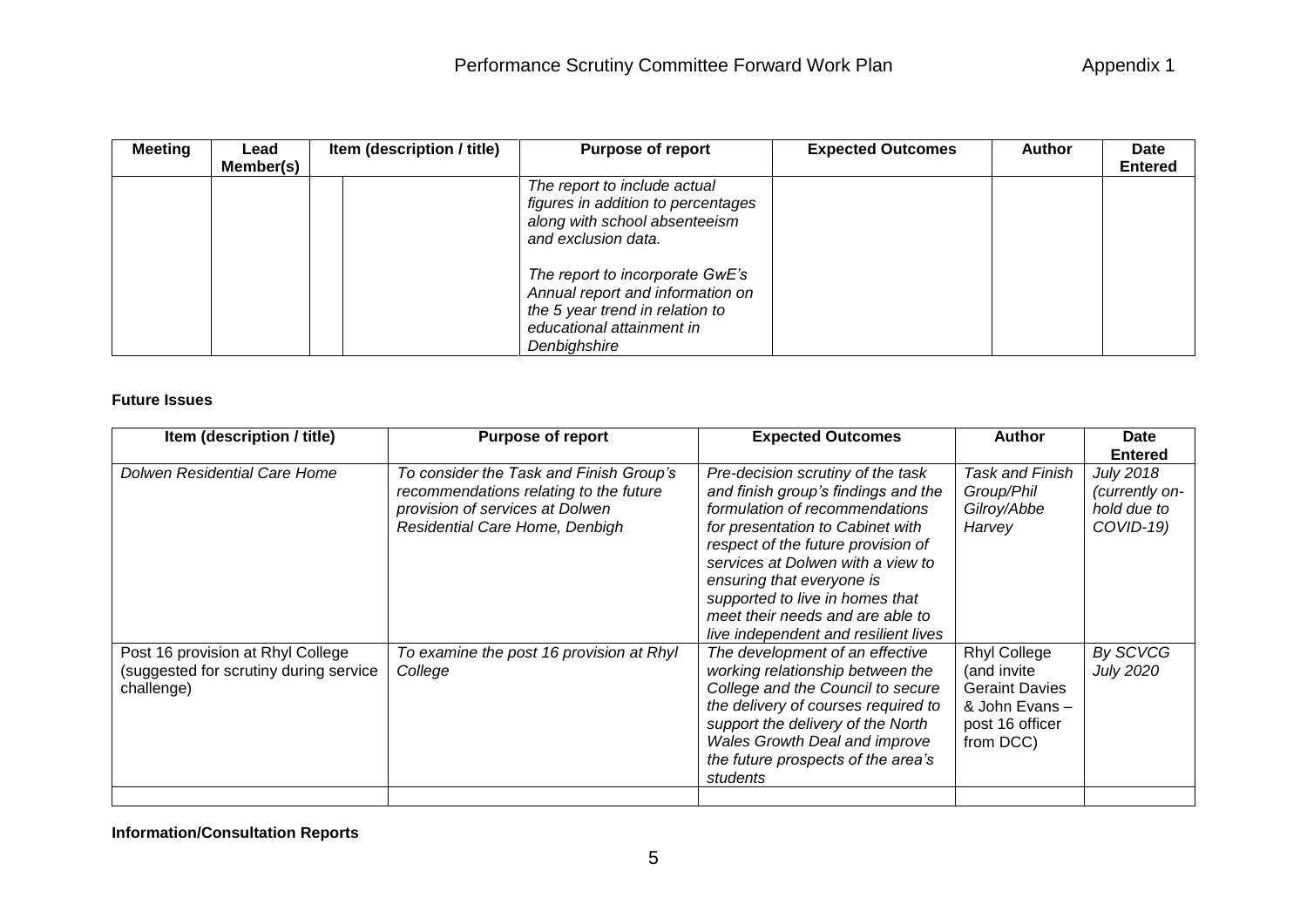| Meeting | Lead Member(s) | Item (description / title) | | Purpose of report | Expected Outcomes | Author | Date Entered |
|---|---|---|---|---|---|---|---|
| | | | | *The report to include actual figures in addition to percentages along with school absenteeism and exclusion data.*<br><br>*The report to incorporate GwE's Annual report and information on the 5 year trend in relation to educational attainment in Denbighshire* | | | |

**Future Issues**

| Item (description / title) | Purpose of report | Expected Outcomes | Author | Date Entered |
|---|---|---|---|---|
| *Dolwen Residential Care Home* | *To consider the Task and Finish Group's recommendations relating to the future provision of services at Dolwen Residential Care Home, Denbigh* | *Pre-decision scrutiny of the task and finish group's findings and the formulation of recommendations for presentation to Cabinet with respect of the future provision of services at Dolwen with a view to ensuring that everyone is supported to live in homes that meet their needs and are able to live independent and resilient lives* | *Task and Finish Group/Phil Gilroy/Abbe Harvey* | *July 2018 (currently on-hold due to COVID-19)* |
| Post 16 provision at Rhyl College (suggested for scrutiny during service challenge) | *To examine the post 16 provision at Rhyl College* | *The development of an effective working relationship between the College and the Council to secure the delivery of courses required to support the delivery of the North Wales Growth Deal and improve the future prospects of the area's students* | Rhyl College (and invite Geraint Davies & John Evans – post 16 officer from DCC) | *By SCVCG July 2020* |
| | | | | |

**Information/Consultation Reports**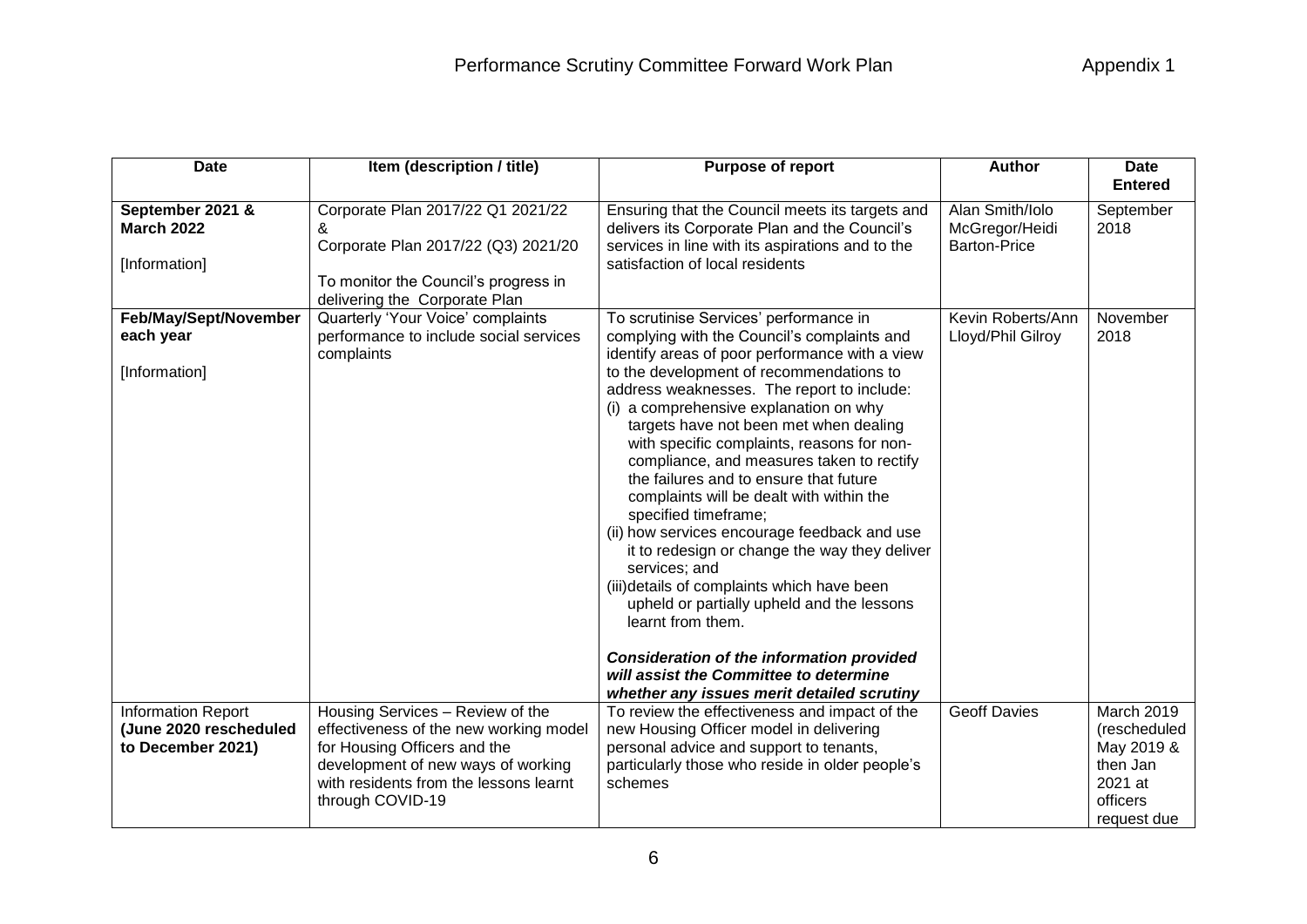# Performance Scrutiny Committee Forward Work Plan

Appendix 1

| Date | Item (description / title) | Purpose of report | Author | Date Entered |
|---|---|---|---|---|
| **September 2021 & March 2022**<br><br>[Information] | Corporate Plan 2017/22 Q1 2021/22<br>&<br>Corporate Plan 2017/22 (Q3) 2021/20<br><br>To monitor the Council's progress in delivering the Corporate Plan | Ensuring that the Council meets its targets and delivers its Corporate Plan and the Council's services in line with its aspirations and to the satisfaction of local residents | Alan Smith/Iolo McGregor/Heidi Barton-Price | September 2018 |
| **Feb/May/Sept/November each year**<br><br>[Information] | Quarterly 'Your Voice' complaints performance to include social services complaints | To scrutinise Services' performance in complying with the Council's complaints and identify areas of poor performance with a view to the development of recommendations to address weaknesses. The report to include:<br>(i) a comprehensive explanation on why targets have not been met when dealing with specific complaints, reasons for non-compliance, and measures taken to rectify the failures and to ensure that future complaints will be dealt with within the specified timeframe;<br>(ii) how services encourage feedback and use it to redesign or change the way they deliver services; and<br>(iii) details of complaints which have been upheld or partially upheld and the lessons learnt from them.<br><br>***Consideration of the information provided will assist the Committee to determine whether any issues merit detailed scrutiny*** | Kevin Roberts/Ann Lloyd/Phil Gilroy | November 2018 |
| Information Report **(June 2020 rescheduled to December 2021)** | Housing Services – Review of the effectiveness of the new working model for Housing Officers and the development of new ways of working with residents from the lessons learnt through COVID-19 | To review the effectiveness and impact of the new Housing Officer model in delivering personal advice and support to tenants, particularly those who reside in older people's schemes | Geoff Davies | March 2019 (rescheduled May 2019 & then Jan 2021 at officers request due |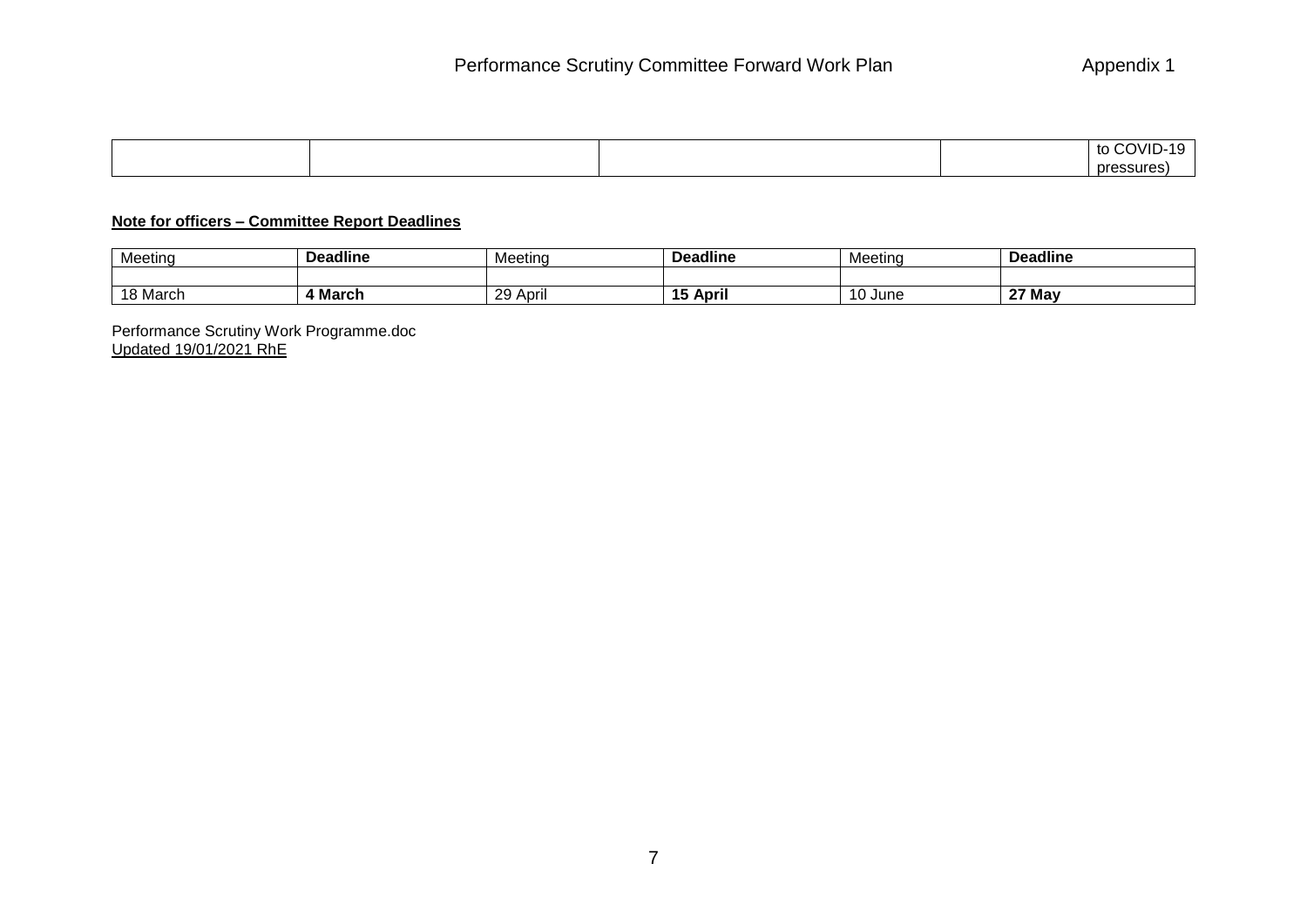| | | | | |
|---|---|---|---|---|
| | | | | to COVID-19 pressures) |

**Note for officers – Committee Report Deadlines**

| Meeting | **Deadline** | Meeting | **Deadline** | Meeting | **Deadline** |
|---|---|---|---|---|---|
| | | | | | |
| 18 March | **4 March** | 29 April | **15 April** | 10 June | **27 May** |

Performance Scrutiny Work Programme.doc
Updated 19/01/2021 RhE